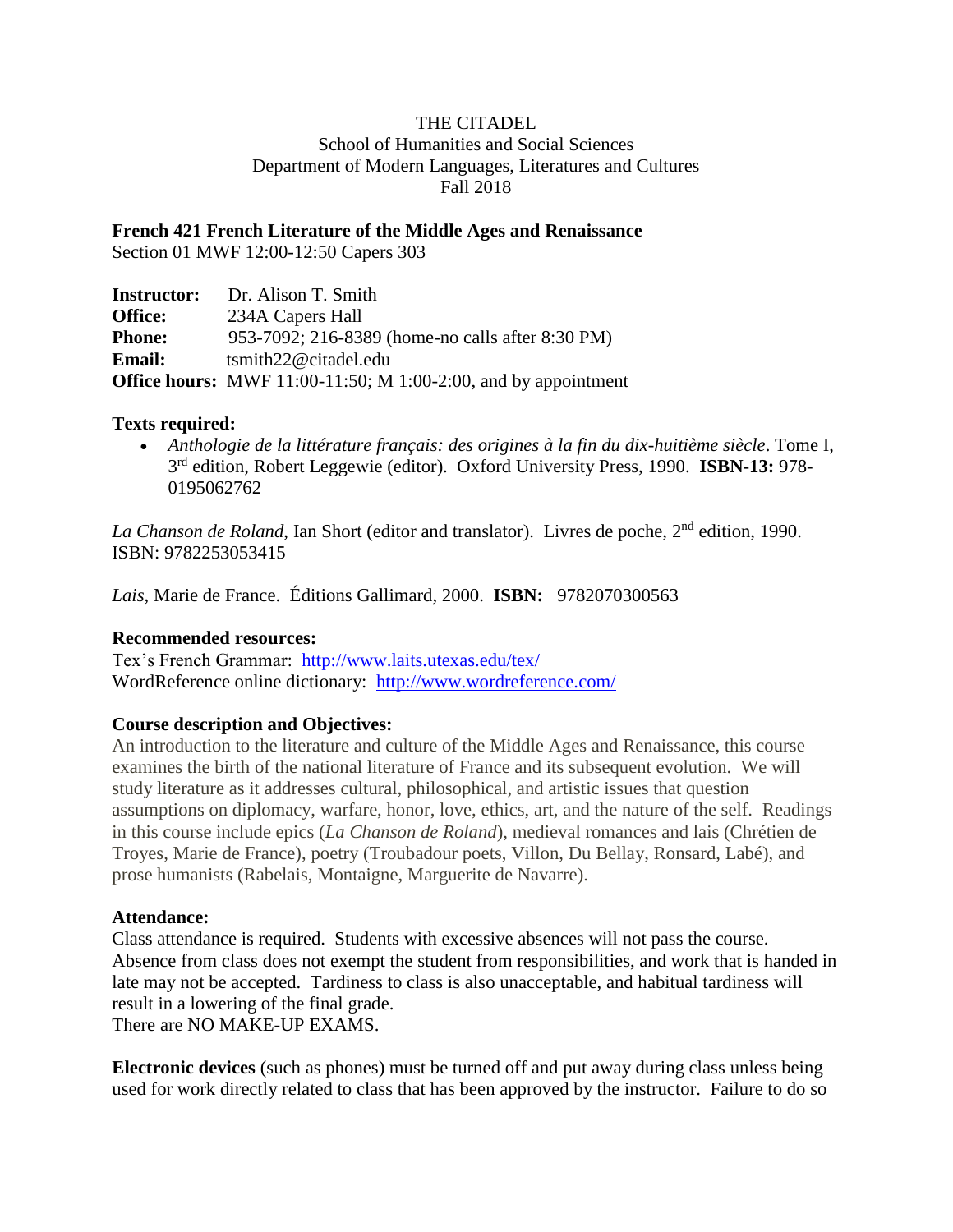THE CITADEL
School of Humanities and Social Sciences
Department of Modern Languages, Literatures and Cultures
Fall 2018

**French 421 French Literature of the Middle Ages and Renaissance**
Section 01 MWF 12:00-12:50 Capers 303

**Instructor:** Dr. Alison T. Smith
**Office:** 234A Capers Hall
**Phone:** 953-7092; 216-8389 (home-no calls after 8:30 PM)
**Email:** tsmith22@citadel.edu
**Office hours:** MWF 11:00-11:50; M 1:00-2:00, and by appointment

**Texts required:**

- *Anthologie de la littérature français: des origines à la fin du dix-huitième siècle*. Tome I, 3rd edition, Robert Leggewie (editor). Oxford University Press, 1990. **ISBN-13:** 978-0195062762

*La Chanson de Roland*, Ian Short (editor and translator). Livres de poche, 2nd edition, 1990. ISBN: 9782253053415

*Lais*, Marie de France. Éditions Gallimard, 2000. **ISBN:** 9782070300563

**Recommended resources:**
Tex's French Grammar: http://www.laits.utexas.edu/tex/
WordReference online dictionary: http://www.wordreference.com/

**Course description and Objectives:**
An introduction to the literature and culture of the Middle Ages and Renaissance, this course examines the birth of the national literature of France and its subsequent evolution. We will study literature as it addresses cultural, philosophical, and artistic issues that question assumptions on diplomacy, warfare, honor, love, ethics, art, and the nature of the self. Readings in this course include epics (*La Chanson de Roland*), medieval romances and lais (Chrétien de Troyes, Marie de France), poetry (Troubadour poets, Villon, Du Bellay, Ronsard, Labé), and prose humanists (Rabelais, Montaigne, Marguerite de Navarre).

**Attendance:**
Class attendance is required. Students with excessive absences will not pass the course. Absence from class does not exempt the student from responsibilities, and work that is handed in late may not be accepted. Tardiness to class is also unacceptable, and habitual tardiness will result in a lowering of the final grade.
There are NO MAKE-UP EXAMS.

**Electronic devices** (such as phones) must be turned off and put away during class unless being used for work directly related to class that has been approved by the instructor. Failure to do so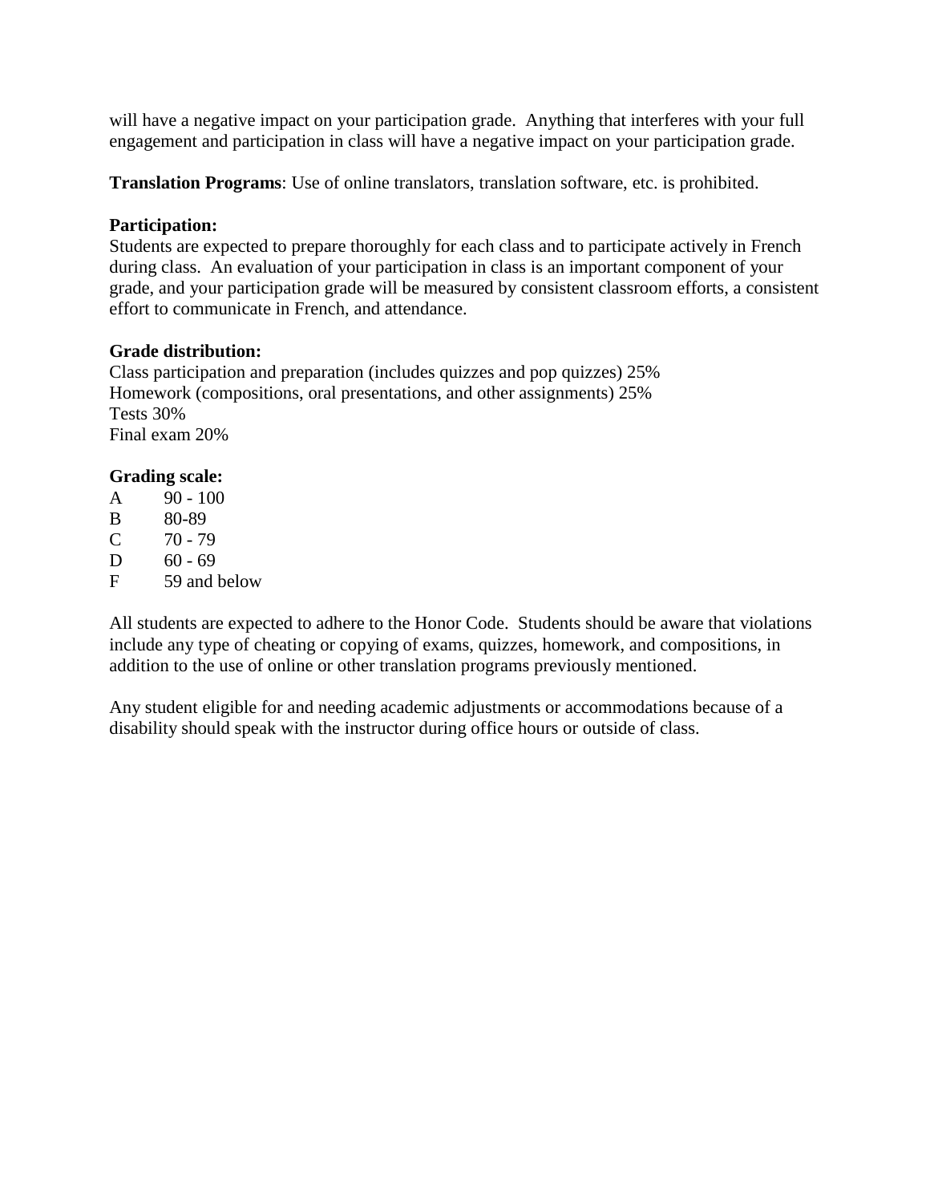will have a negative impact on your participation grade. Anything that interferes with your full engagement and participation in class will have a negative impact on your participation grade.

**Translation Programs**: Use of online translators, translation software, etc. is prohibited.

**Participation:**
Students are expected to prepare thoroughly for each class and to participate actively in French during class. An evaluation of your participation in class is an important component of your grade, and your participation grade will be measured by consistent classroom efforts, a consistent effort to communicate in French, and attendance.

**Grade distribution:**
Class participation and preparation (includes quizzes and pop quizzes) 25%
Homework (compositions, oral presentations, and other assignments) 25%
Tests 30%
Final exam 20%

**Grading scale:**

| | |
|---|---|
| A | 90 - 100 |
| B | 80-89 |
| C | 70 - 79 |
| D | 60 - 69 |
| F | 59 and below |

All students are expected to adhere to the Honor Code. Students should be aware that violations include any type of cheating or copying of exams, quizzes, homework, and compositions, in addition to the use of online or other translation programs previously mentioned.

Any student eligible for and needing academic adjustments or accommodations because of a disability should speak with the instructor during office hours or outside of class.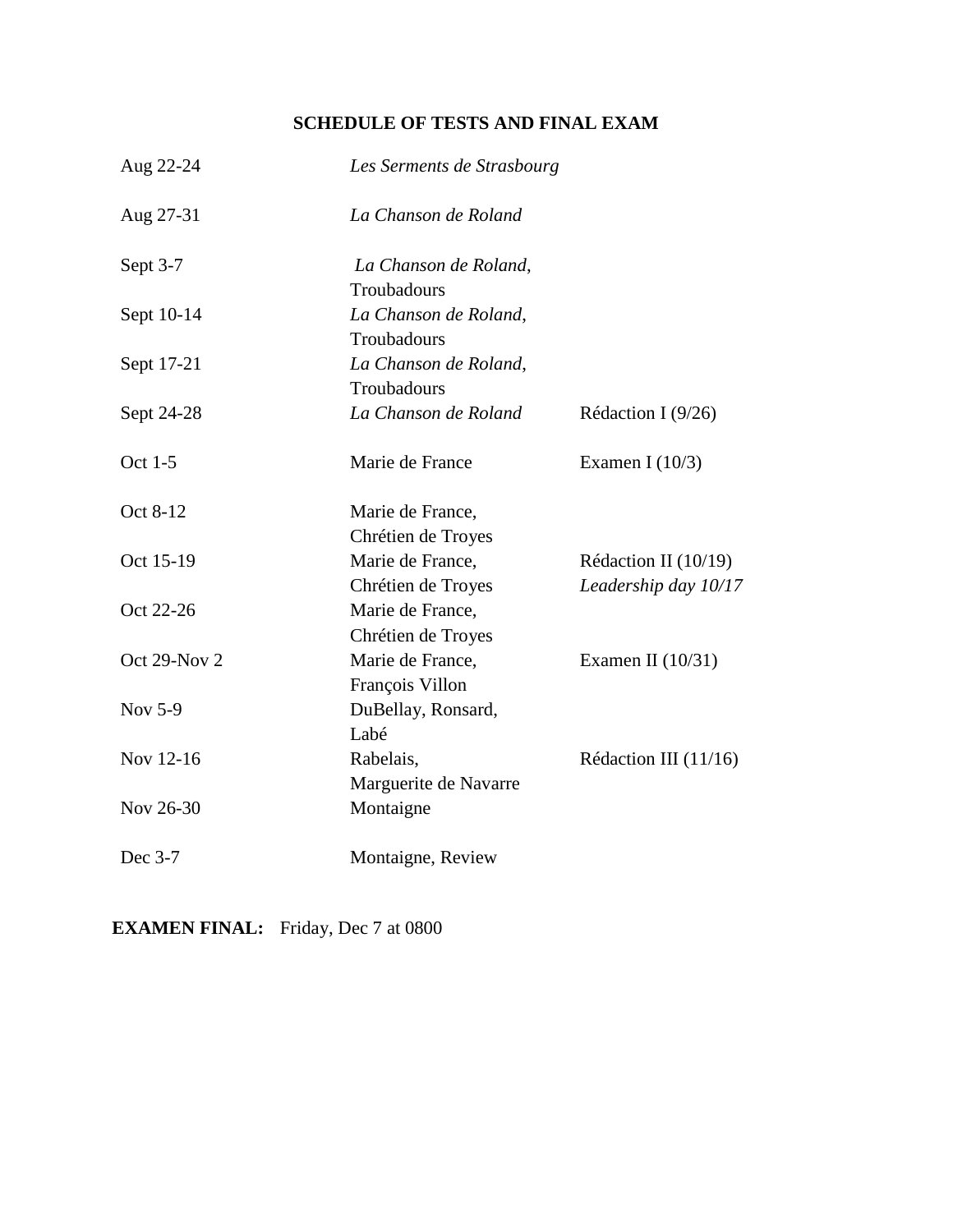**SCHEDULE OF TESTS AND FINAL EXAM**

| | | |
|---|---|---|
| Aug 22-24 | *Les Serments de Strasbourg* | |
| Aug 27-31 | *La Chanson de Roland* | |
| Sept 3-7 | *La Chanson de Roland*, Troubadours | |
| Sept 10-14 | *La Chanson de Roland*, Troubadours | |
| Sept 17-21 | *La Chanson de Roland*, Troubadours | |
| Sept 24-28 | *La Chanson de Roland* | Rédaction I (9/26) |
| Oct 1-5 | Marie de France | Examen I (10/3) |
| Oct 8-12 | Marie de France, Chrétien de Troyes | |
| Oct 15-19 | Marie de France, Chrétien de Troyes | Rédaction II (10/19) *Leadership day 10/17* |
| Oct 22-26 | Marie de France, Chrétien de Troyes | |
| Oct 29-Nov 2 | Marie de France, François Villon | Examen II (10/31) |
| Nov 5-9 | DuBellay, Ronsard, Labé | |
| Nov 12-16 | Rabelais, Marguerite de Navarre | Rédaction III (11/16) |
| Nov 26-30 | Montaigne | |
| Dec 3-7 | Montaigne, Review | |

**EXAMEN FINAL:** Friday, Dec 7 at 0800